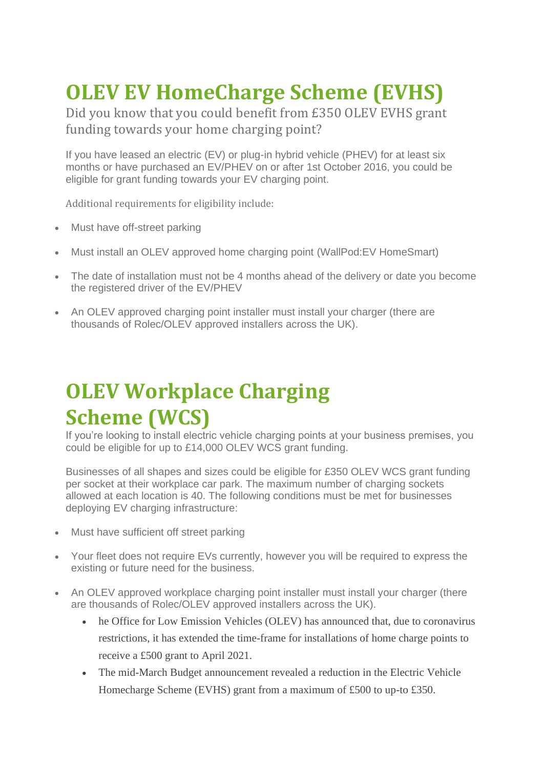# OLEV EV HomeCharge Scheme (EVHS)

Did you know that you could benefit from £350 OLEV EVHS grant funding towards your home charging point?

If you have leased an electric (EV) or plug-in hybrid vehicle (PHEV) for at least six months or have purchased an EV/PHEV on or after 1st October 2016, you could be eligible for grant funding towards your EV charging point.

Additional requirements for eligibility include:

- Must have off-street parking
- Must install an OLEV approved home charging point (WallPod:EV HomeSmart)
- The date of installation must not be 4 months ahead of the delivery or date you become the registered driver of the EV/PHEV
- An OLEV approved charging point installer must install your charger (there are thousands of Rolec/OLEV approved installers across the UK).

# OLEV Workplace Charging Scheme (WCS)

If you're looking to install electric vehicle charging points at your business premises, you could be eligible for up to £14,000 OLEV WCS grant funding.

Businesses of all shapes and sizes could be eligible for £350 OLEV WCS grant funding per socket at their workplace car park. The maximum number of charging sockets allowed at each location is 40. The following conditions must be met for businesses deploying EV charging infrastructure:

- Must have sufficient off street parking
- Your fleet does not require EVs currently, however you will be required to express the existing or future need for the business.
- An OLEV approved workplace charging point installer must install your charger (there are thousands of Rolec/OLEV approved installers across the UK).
    - he Office for Low Emission Vehicles (OLEV) has announced that, due to coronavirus restrictions, it has extended the time-frame for installations of home charge points to receive a £500 grant to April 2021.
    - The mid-March Budget announcement revealed a reduction in the Electric Vehicle Homecharge Scheme (EVHS) grant from a maximum of £500 to up-to £350.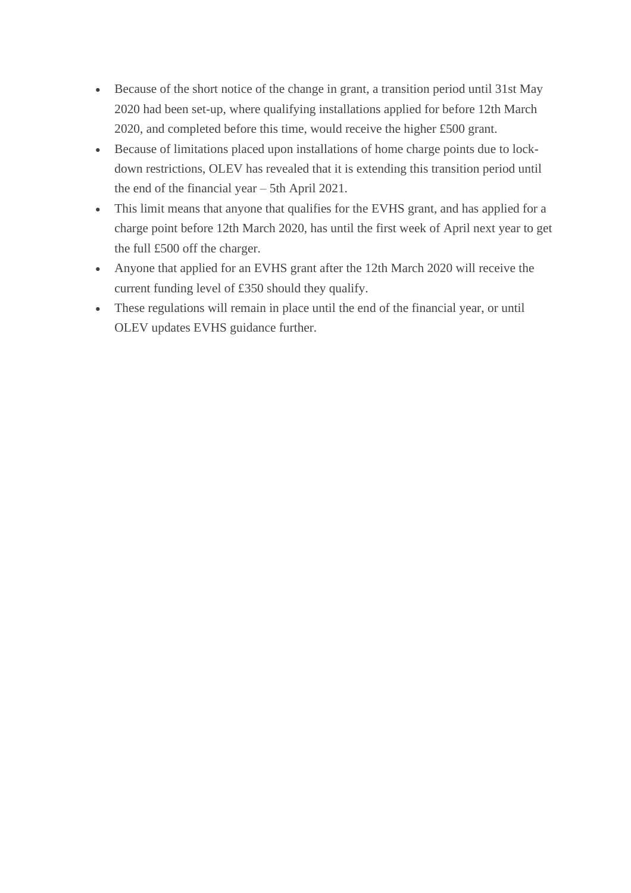- Because of the short notice of the change in grant, a transition period until 31st May 2020 had been set-up, where qualifying installations applied for before 12th March 2020, and completed before this time, would receive the higher £500 grant.
- Because of limitations placed upon installations of home charge points due to lock-down restrictions, OLEV has revealed that it is extending this transition period until the end of the financial year – 5th April 2021.
- This limit means that anyone that qualifies for the EVHS grant, and has applied for a charge point before 12th March 2020, has until the first week of April next year to get the full £500 off the charger.
- Anyone that applied for an EVHS grant after the 12th March 2020 will receive the current funding level of £350 should they qualify.
- These regulations will remain in place until the end of the financial year, or until OLEV updates EVHS guidance further.